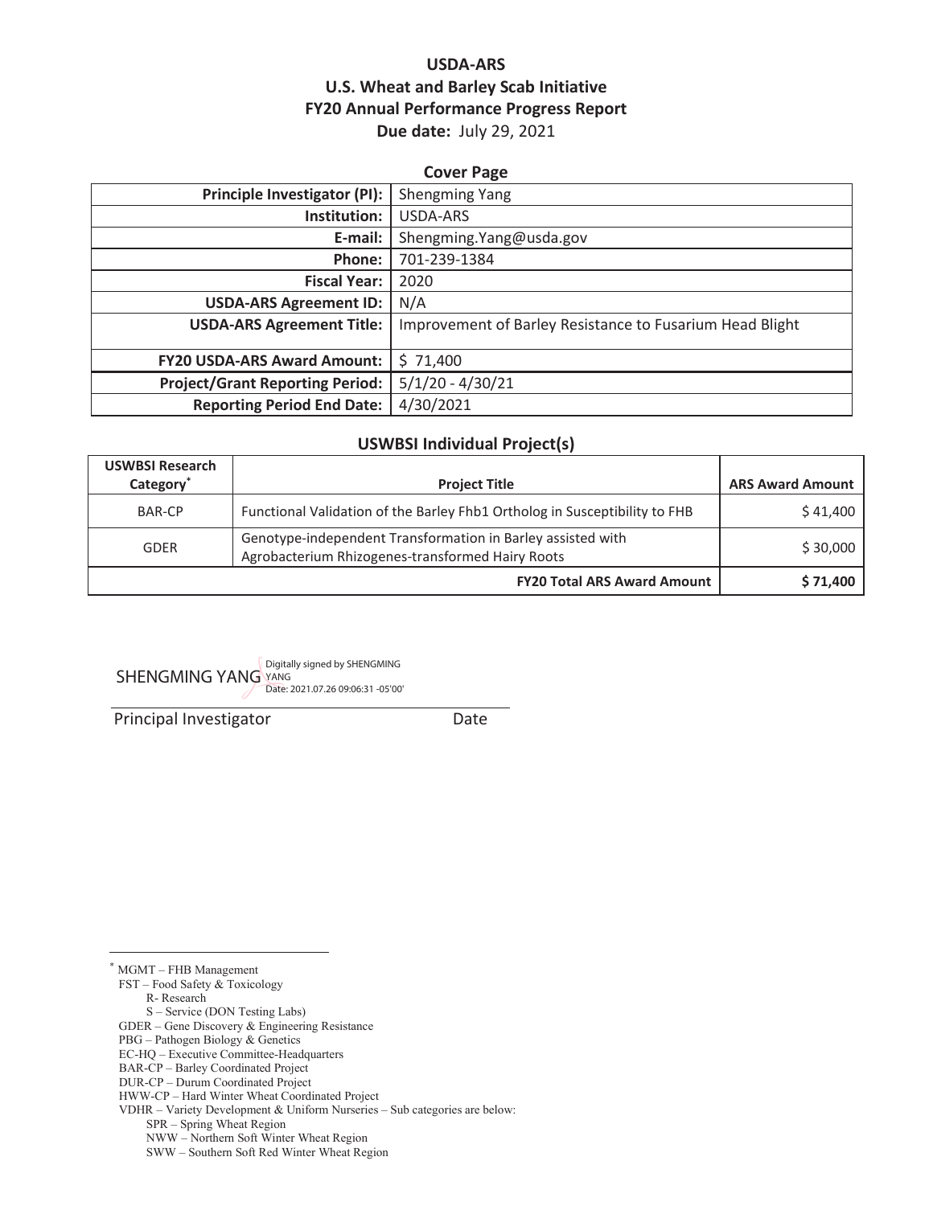# USDA-ARS
## U.S. Wheat and Barley Scab Initiative
## FY20 Annual Performance Progress Report
**Due date:** July 29, 2021

### Cover Page

| | |
|---:|---|
| **Principle Investigator (PI):** | Shengming Yang |
| **Institution:** | USDA-ARS |
| **E-mail:** | Shengming.Yang@usda.gov |
| **Phone:** | 701-239-1384 |
| **Fiscal Year:** | 2020 |
| **USDA-ARS Agreement ID:** | N/A |
| **USDA-ARS Agreement Title:** | Improvement of Barley Resistance to Fusarium Head Blight |
| **FY20 USDA-ARS Award Amount:** | $ 71,400 |
| **Project/Grant Reporting Period:** | 5/1/20 - 4/30/21 |
| **Reporting Period End Date:** | 4/30/2021 |

### USWBSI Individual Project(s)

| USWBSI Research Category* | Project Title | ARS Award Amount |
|---|---|---:|
| BAR-CP | Functional Validation of the Barley Fhb1 Ortholog in Susceptibility to FHB | $ 41,400 |
| GDER | Genotype-independent Transformation in Barley assisted with Agrobacterium Rhizogenes-transformed Hairy Roots | $ 30,000 |
| | **FY20 Total ARS Award Amount** | **$ 71,400** |

SHENGMING YANG Digitally signed by SHENGMING YANG Date: 2021.07.26 09:06:31 -05'00'

Principal Investigator  Date

---

* MGMT – FHB Management
  FST – Food Safety & Toxicology
    R- Research
    S – Service (DON Testing Labs)
  GDER – Gene Discovery & Engineering Resistance
  PBG – Pathogen Biology & Genetics
  EC-HQ – Executive Committee-Headquarters
  BAR-CP – Barley Coordinated Project
  DUR-CP – Durum Coordinated Project
  HWW-CP – Hard Winter Wheat Coordinated Project
  VDHR – Variety Development & Uniform Nurseries – Sub categories are below:
    SPR – Spring Wheat Region
    NWW – Northern Soft Winter Wheat Region
    SWW – Southern Soft Red Winter Wheat Region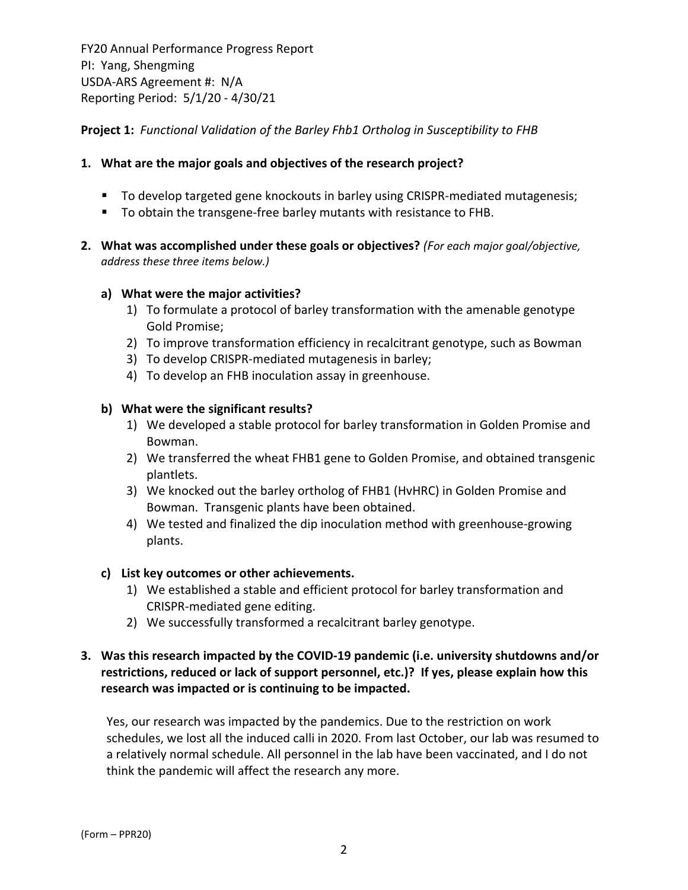**Project 1:** *Functional Validation of the Barley Fhb1 Ortholog in Susceptibility to FHB*

1. **What are the major goals and objectives of the research project?**

   - To develop targeted gene knockouts in barley using CRISPR-mediated mutagenesis;
   - To obtain the transgene-free barley mutants with resistance to FHB.

2. **What was accomplished under these goals or objectives?** *(For each major goal/objective, address these three items below.)*

   a) **What were the major activities?**
      1) To formulate a protocol of barley transformation with the amenable genotype Gold Promise;
      2) To improve transformation efficiency in recalcitrant genotype, such as Bowman
      3) To develop CRISPR-mediated mutagenesis in barley;
      4) To develop an FHB inoculation assay in greenhouse.

   b) **What were the significant results?**
      1) We developed a stable protocol for barley transformation in Golden Promise and Bowman.
      2) We transferred the wheat FHB1 gene to Golden Promise, and obtained transgenic plantlets.
      3) We knocked out the barley ortholog of FHB1 (HvHRC) in Golden Promise and Bowman. Transgenic plants have been obtained.
      4) We tested and finalized the dip inoculation method with greenhouse-growing plants.

   c) **List key outcomes or other achievements.**
      1) We established a stable and efficient protocol for barley transformation and CRISPR-mediated gene editing.
      2) We successfully transformed a recalcitrant barley genotype.

3. **Was this research impacted by the COVID-19 pandemic (i.e. university shutdowns and/or restrictions, reduced or lack of support personnel, etc.)? If yes, please explain how this research was impacted or is continuing to be impacted.**

   Yes, our research was impacted by the pandemics. Due to the restriction on work schedules, we lost all the induced calli in 2020. From last October, our lab was resumed to a relatively normal schedule. All personnel in the lab have been vaccinated, and I do not think the pandemic will affect the research any more.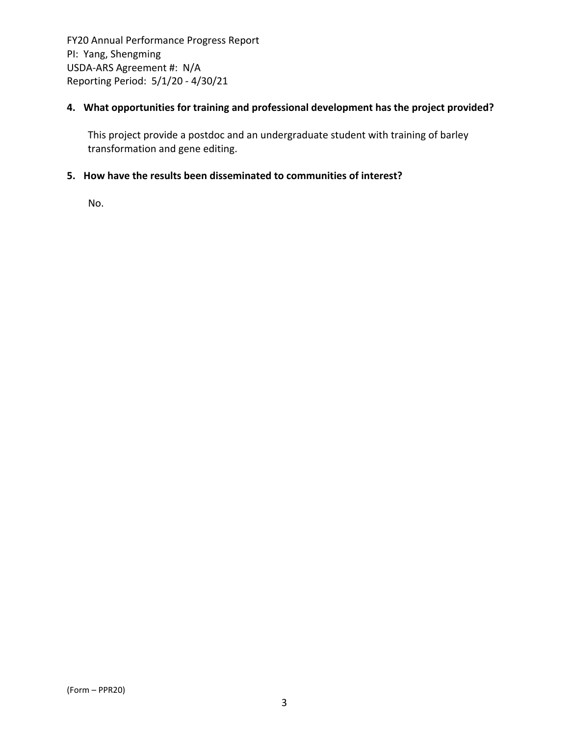**4. What opportunities for training and professional development has the project provided?**

This project provide a postdoc and an undergraduate student with training of barley transformation and gene editing.

**5. How have the results been disseminated to communities of interest?**

No.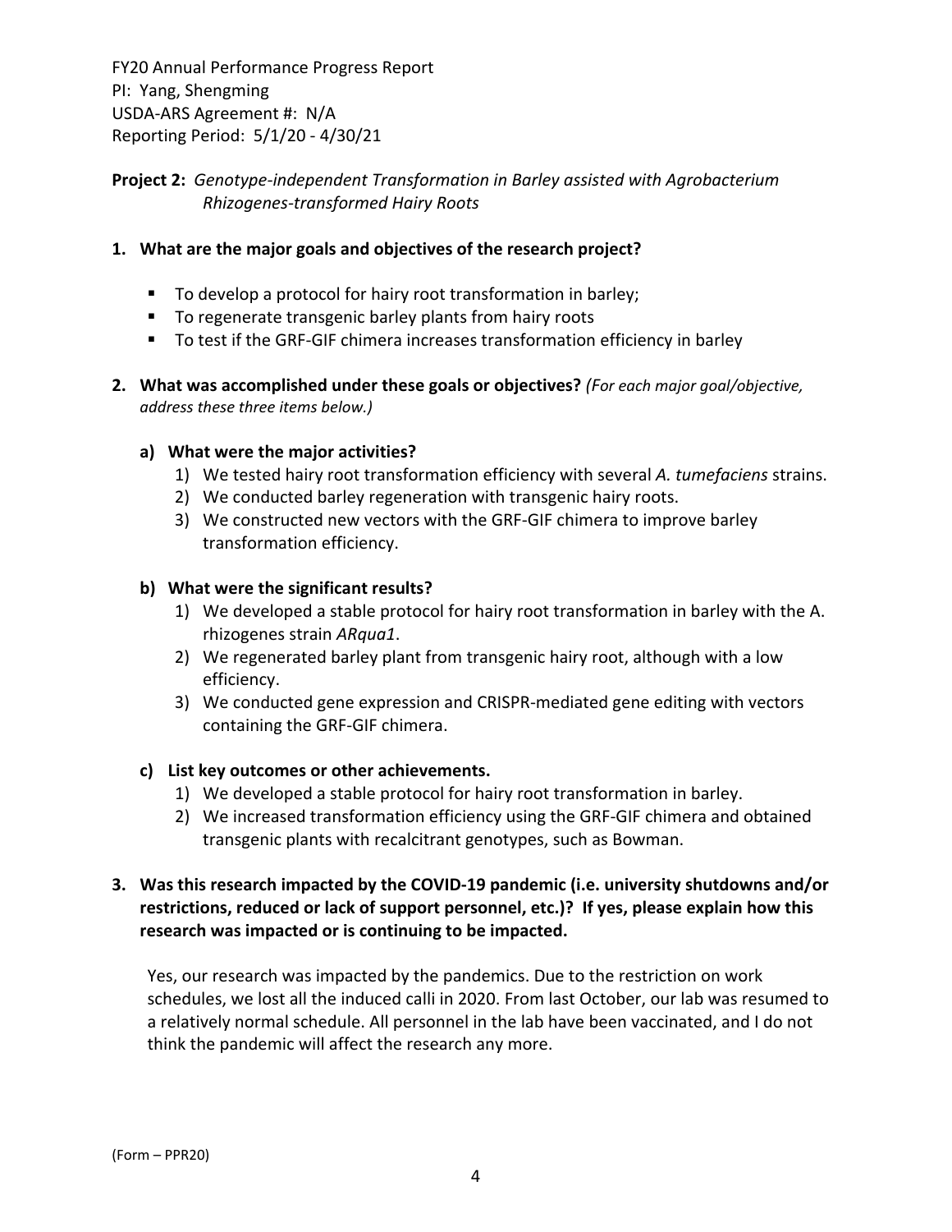FY20 Annual Performance Progress Report
PI: Yang, Shengming
USDA-ARS Agreement #: N/A
Reporting Period: 5/1/20 - 4/30/21

**Project 2:** *Genotype-independent Transformation in Barley assisted with Agrobacterium Rhizogenes-transformed Hairy Roots*

**1. What are the major goals and objectives of the research project?**

- To develop a protocol for hairy root transformation in barley;
- To regenerate transgenic barley plants from hairy roots
- To test if the GRF-GIF chimera increases transformation efficiency in barley

**2. What was accomplished under these goals or objectives?** *(For each major goal/objective, address these three items below.)*

**a) What were the major activities?**

1) We tested hairy root transformation efficiency with several *A. tumefaciens* strains.
2) We conducted barley regeneration with transgenic hairy roots.
3) We constructed new vectors with the GRF-GIF chimera to improve barley transformation efficiency.

**b) What were the significant results?**

1) We developed a stable protocol for hairy root transformation in barley with the A. rhizogenes strain *ARqua1*.
2) We regenerated barley plant from transgenic hairy root, although with a low efficiency.
3) We conducted gene expression and CRISPR-mediated gene editing with vectors containing the GRF-GIF chimera.

**c) List key outcomes or other achievements.**

1) We developed a stable protocol for hairy root transformation in barley.
2) We increased transformation efficiency using the GRF-GIF chimera and obtained transgenic plants with recalcitrant genotypes, such as Bowman.

**3. Was this research impacted by the COVID-19 pandemic (i.e. university shutdowns and/or restrictions, reduced or lack of support personnel, etc.)? If yes, please explain how this research was impacted or is continuing to be impacted.**

Yes, our research was impacted by the pandemics. Due to the restriction on work schedules, we lost all the induced calli in 2020. From last October, our lab was resumed to a relatively normal schedule. All personnel in the lab have been vaccinated, and I do not think the pandemic will affect the research any more.

(Form – PPR20)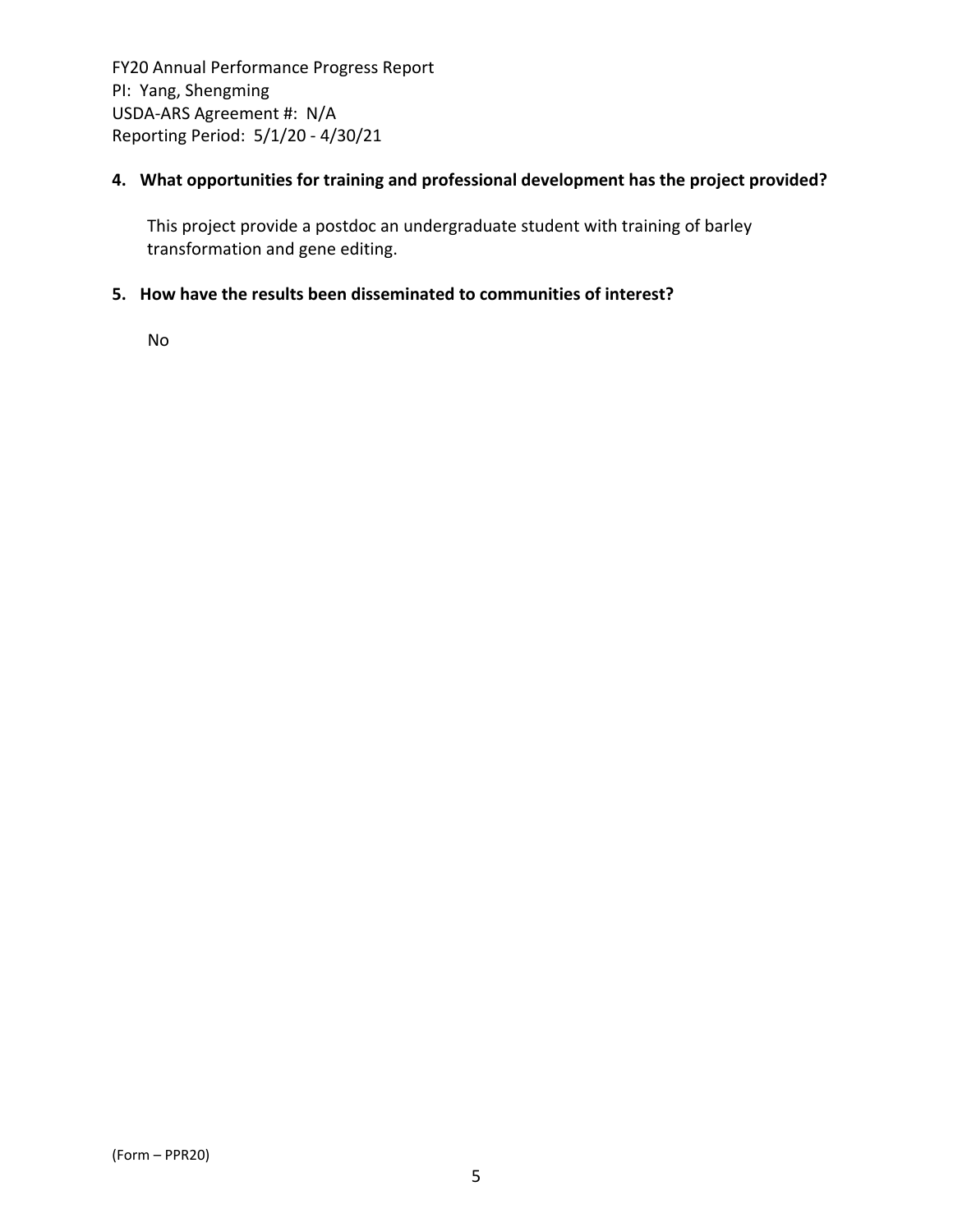**4. What opportunities for training and professional development has the project provided?**

This project provide a postdoc an undergraduate student with training of barley transformation and gene editing.

**5. How have the results been disseminated to communities of interest?**

No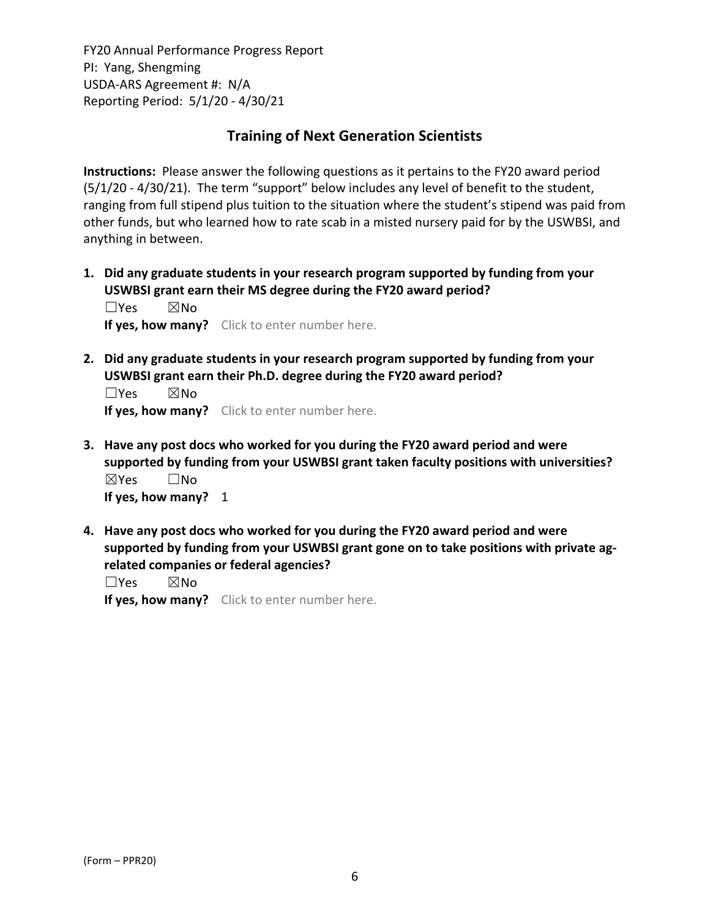## Training of Next Generation Scientists

**Instructions:** Please answer the following questions as it pertains to the FY20 award period (5/1/20 - 4/30/21). The term "support" below includes any level of benefit to the student, ranging from full stipend plus tuition to the situation where the student's stipend was paid from other funds, but who learned how to rate scab in a misted nursery paid for by the USWBSI, and anything in between.

1. **Did any graduate students in your research program supported by funding from your USWBSI grant earn their MS degree during the FY20 award period?**
   ☐Yes ☒No
   **If yes, how many?** Click to enter number here.

2. **Did any graduate students in your research program supported by funding from your USWBSI grant earn their Ph.D. degree during the FY20 award period?**
   ☐Yes ☒No
   **If yes, how many?** Click to enter number here.

3. **Have any post docs who worked for you during the FY20 award period and were supported by funding from your USWBSI grant taken faculty positions with universities?**
   ☒Yes ☐No
   **If yes, how many?** 1

4. **Have any post docs who worked for you during the FY20 award period and were supported by funding from your USWBSI grant gone on to take positions with private ag-related companies or federal agencies?**
   ☐Yes ☒No
   **If yes, how many?** Click to enter number here.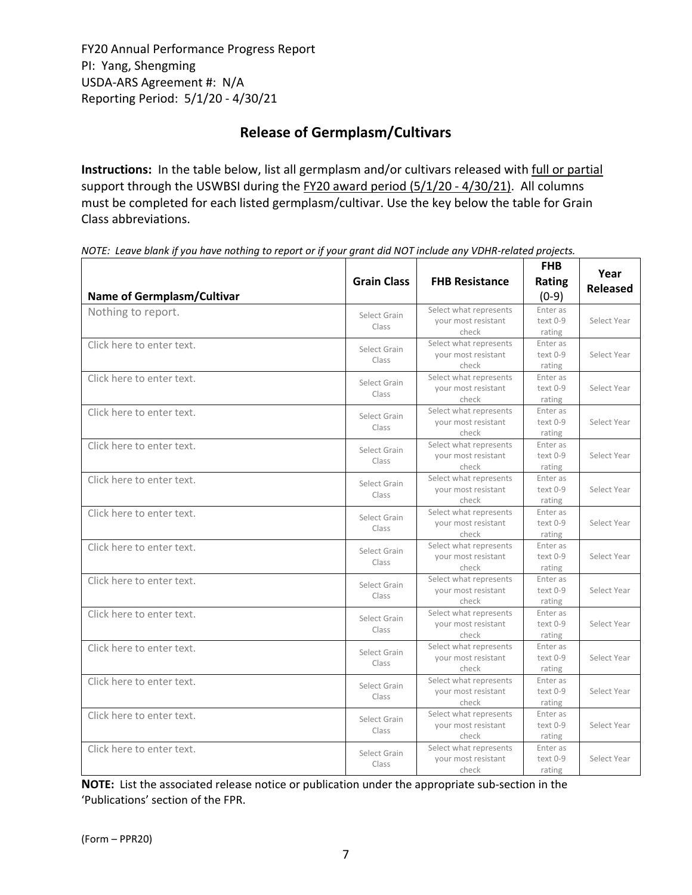FY20 Annual Performance Progress Report
PI: Yang, Shengming
USDA-ARS Agreement #: N/A
Reporting Period: 5/1/20 - 4/30/21

## Release of Germplasm/Cultivars

**Instructions:** In the table below, list all germplasm and/or cultivars released with full or partial support through the USWBSI during the FY20 award period (5/1/20 - 4/30/21). All columns must be completed for each listed germplasm/cultivar. Use the key below the table for Grain Class abbreviations.

*NOTE: Leave blank if you have nothing to report or if your grant did NOT include any VDHR-related projects.*

| Name of Germplasm/Cultivar | Grain Class | FHB Resistance | FHB Rating (0-9) | Year Released |
|---|---|---|---|---|
| Nothing to report. | Select Grain Class | Select what represents your most resistant check | Enter as text 0-9 rating | Select Year |
| Click here to enter text. | Select Grain Class | Select what represents your most resistant check | Enter as text 0-9 rating | Select Year |
| Click here to enter text. | Select Grain Class | Select what represents your most resistant check | Enter as text 0-9 rating | Select Year |
| Click here to enter text. | Select Grain Class | Select what represents your most resistant check | Enter as text 0-9 rating | Select Year |
| Click here to enter text. | Select Grain Class | Select what represents your most resistant check | Enter as text 0-9 rating | Select Year |
| Click here to enter text. | Select Grain Class | Select what represents your most resistant check | Enter as text 0-9 rating | Select Year |
| Click here to enter text. | Select Grain Class | Select what represents your most resistant check | Enter as text 0-9 rating | Select Year |
| Click here to enter text. | Select Grain Class | Select what represents your most resistant check | Enter as text 0-9 rating | Select Year |
| Click here to enter text. | Select Grain Class | Select what represents your most resistant check | Enter as text 0-9 rating | Select Year |
| Click here to enter text. | Select Grain Class | Select what represents your most resistant check | Enter as text 0-9 rating | Select Year |
| Click here to enter text. | Select Grain Class | Select what represents your most resistant check | Enter as text 0-9 rating | Select Year |
| Click here to enter text. | Select Grain Class | Select what represents your most resistant check | Enter as text 0-9 rating | Select Year |
| Click here to enter text. | Select Grain Class | Select what represents your most resistant check | Enter as text 0-9 rating | Select Year |
| Click here to enter text. | Select Grain Class | Select what represents your most resistant check | Enter as text 0-9 rating | Select Year |

**NOTE:** List the associated release notice or publication under the appropriate sub-section in the 'Publications' section of the FPR.

(Form – PPR20)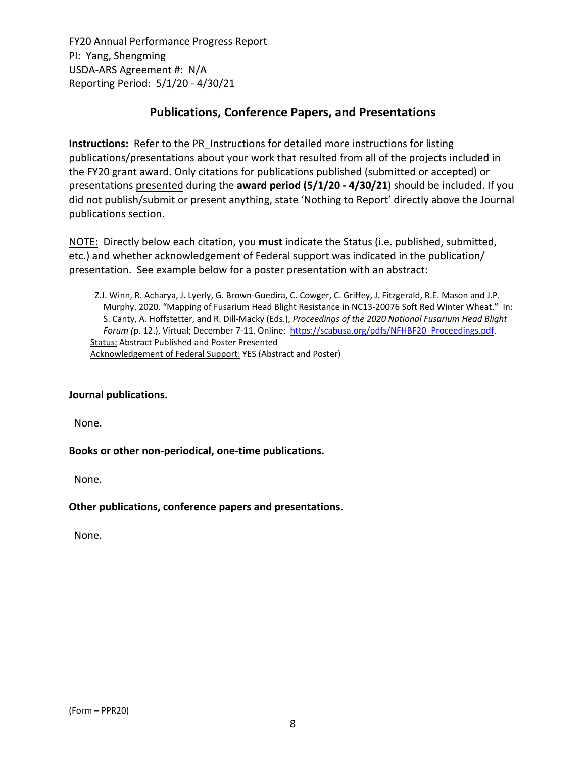FY20 Annual Performance Progress Report
PI: Yang, Shengming
USDA-ARS Agreement #: N/A
Reporting Period: 5/1/20 - 4/30/21

## Publications, Conference Papers, and Presentations

**Instructions:** Refer to the PR_Instructions for detailed more instructions for listing publications/presentations about your work that resulted from all of the projects included in the FY20 grant award. Only citations for publications <u>published</u> (submitted or accepted) or presentations <u>presented</u> during the **award period (5/1/20 - 4/30/21**) should be included. If you did not publish/submit or present anything, state 'Nothing to Report' directly above the Journal publications section.

<u>NOTE:</u> Directly below each citation, you **must** indicate the Status (i.e. published, submitted, etc.) and whether acknowledgement of Federal support was indicated in the publication/ presentation. See <u>example below</u> for a poster presentation with an abstract:

> Z.J. Winn, R. Acharya, J. Lyerly, G. Brown-Guedira, C. Cowger, C. Griffey, J. Fitzgerald, R.E. Mason and J.P. Murphy. 2020. "Mapping of Fusarium Head Blight Resistance in NC13-20076 Soft Red Winter Wheat." In: S. Canty, A. Hoffstetter, and R. Dill-Macky (Eds.), *Proceedings of the 2020 National Fusarium Head Blight Forum (*p. 12.), Virtual; December 7-11. Online: https://scabusa.org/pdfs/NFHBF20_Proceedings.pdf.
> <u>Status:</u> Abstract Published and Poster Presented
> <u>Acknowledgement of Federal Support:</u> YES (Abstract and Poster)

**Journal publications.**

None.

**Books or other non-periodical, one-time publications.**

None.

**Other publications, conference papers and presentations**.

None.

(Form – PPR20)